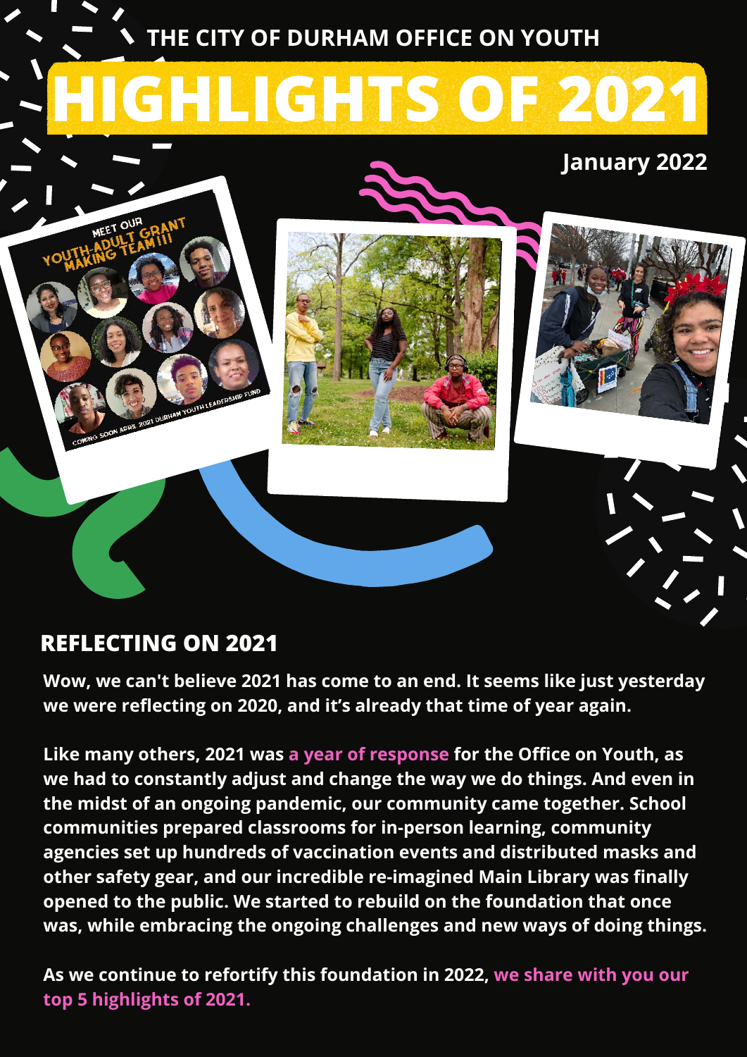THE CITY OF DURHAM OFFICE ON YOUTH

# HIGHLIGHTS OF 2021

**January 2022**

## REFLECTING ON 2021

**Wow, we can't believe 2021 has come to an end. It seems like just yesterday we were reflecting on 2020, and it's already that time of year again.**

**Like many others, 2021 was a year of response for the Office on Youth, as we had to constantly adjust and change the way we do things. And even in the midst of an ongoing pandemic, our community came together. School communities prepared classrooms for in-person learning, community agencies set up hundreds of vaccination events and distributed masks and other safety gear, and our incredible re-imagined Main Library was finally opened to the public. We started to rebuild on the foundation that once was, while embracing the ongoing challenges and new ways of doing things.**

**As we continue to refortify this foundation in 2022, we share with you our top 5 highlights of 2021.**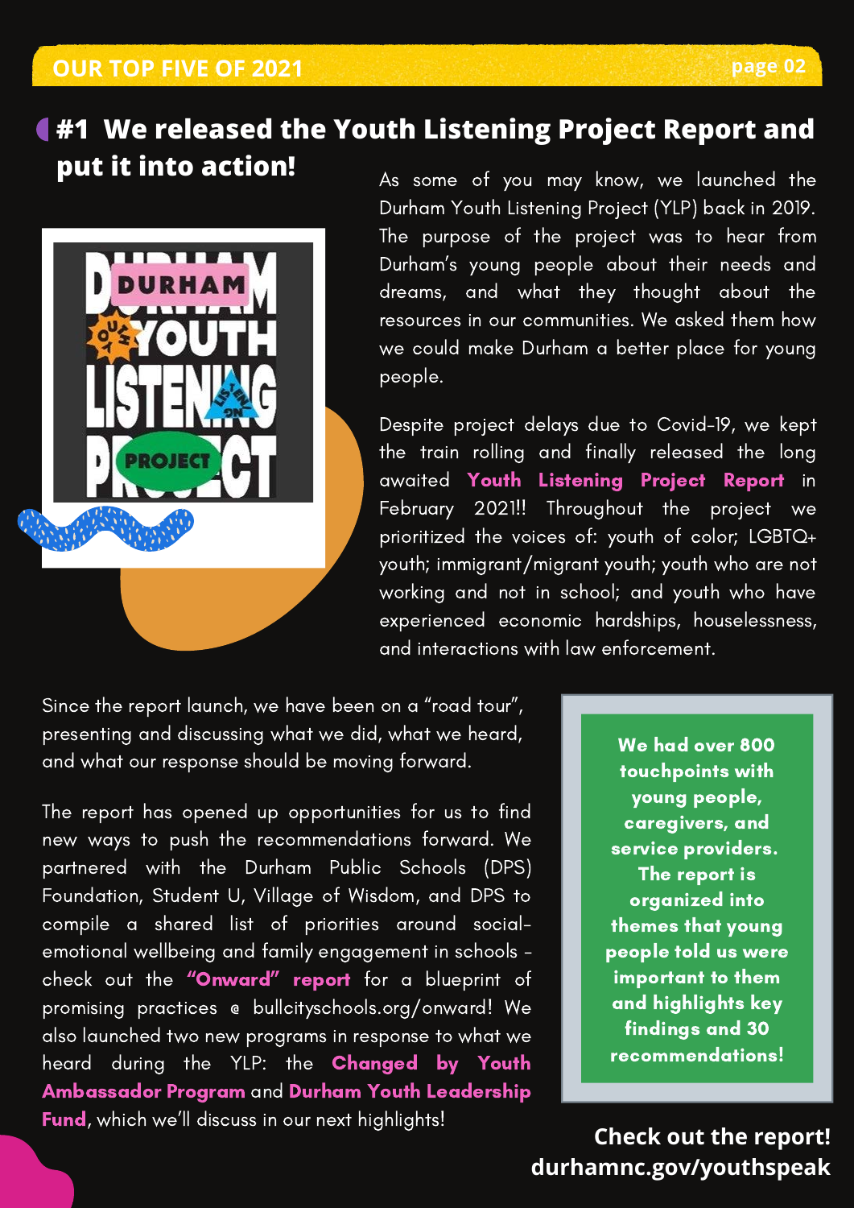# OUR TOP FIVE OF 2021

## #1 We released the Youth Listening Project Report and put it into action!

As some of you may know, we launched the Durham Youth Listening Project (YLP) back in 2019. The purpose of the project was to hear from Durham's young people about their needs and dreams, and what they thought about the resources in our communities. We asked them how we could make Durham a better place for young people.

Despite project delays due to Covid-19, we kept the train rolling and finally released the long awaited **Youth Listening Project Report** in February 2021!! Throughout the project we prioritized the voices of: youth of color; LGBTQ+ youth; immigrant/migrant youth; youth who are not working and not in school; and youth who have experienced economic hardships, houselessness, and interactions with law enforcement.

Since the report launch, we have been on a "road tour", presenting and discussing what we did, what we heard, and what our response should be moving forward.

The report has opened up opportunities for us to find new ways to push the recommendations forward. We partnered with the Durham Public Schools (DPS) Foundation, Student U, Village of Wisdom, and DPS to compile a shared list of priorities around social-emotional wellbeing and family engagement in schools - check out the **"Onward" report** for a blueprint of promising practices @ bullcityschools.org/onward! We also launched two new programs in response to what we heard during the YLP: the **Changed by Youth Ambassador Program** and **Durham Youth Leadership Fund**, which we'll discuss in our next highlights!

**We had over 800 touchpoints with young people, caregivers, and service providers. The report is organized into themes that young people told us were important to them and highlights key findings and 30 recommendations!**

**Check out the report! durhamnc.gov/youthspeak**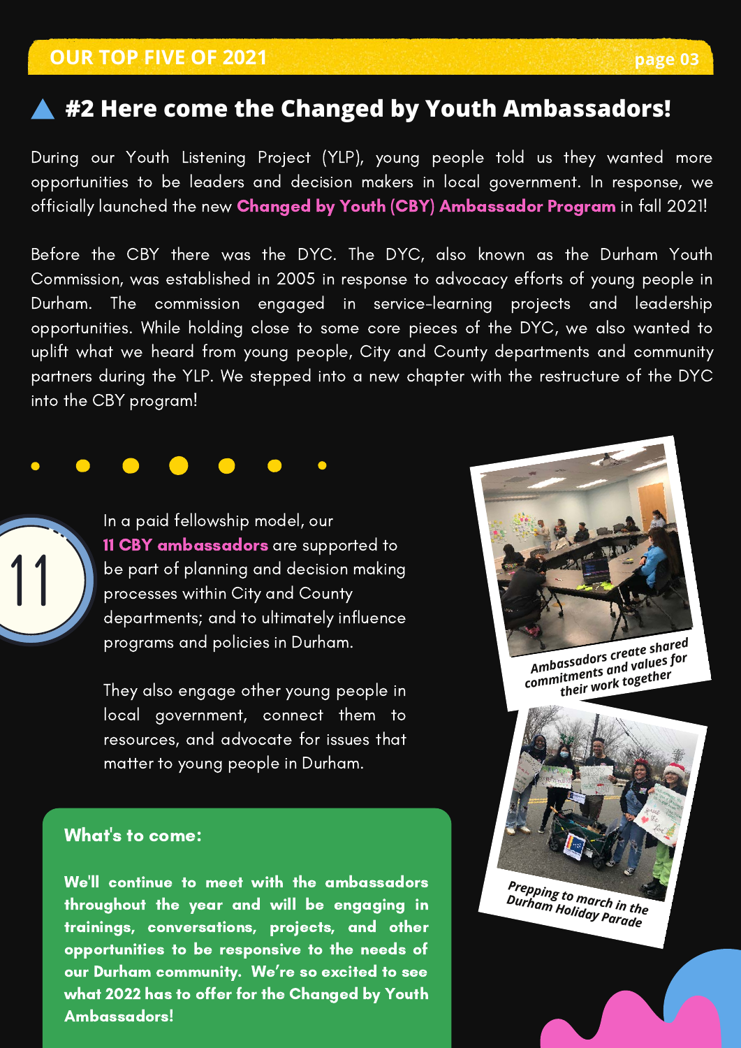## #2 Here come the Changed by Youth Ambassadors!

During our Youth Listening Project (YLP), young people told us they wanted more opportunities to be leaders and decision makers in local government. In response, we officially launched the new **Changed by Youth (CBY) Ambassador Program** in fall 2021!

Before the CBY there was the DYC. The DYC, also known as the Durham Youth Commission, was established in 2005 in response to advocacy efforts of young people in Durham. The commission engaged in service-learning projects and leadership opportunities. While holding close to some core pieces of the DYC, we also wanted to uplift what we heard from young people, City and County departments and community partners during the YLP. We stepped into a new chapter with the restructure of the DYC into the CBY program!

11

In a paid fellowship model, our **11 CBY ambassadors** are supported to be part of planning and decision making processes within City and County departments; and to ultimately influence programs and policies in Durham.

They also engage other young people in local government, connect them to resources, and advocate for issues that matter to young people in Durham.

Ambassadors create shared commitments and values for their work together

Prepping to march in the Durham Holiday Parade

**What's to come:**

**We'll continue to meet with the ambassadors throughout the year and will be engaging in trainings, conversations, projects, and other opportunities to be responsive to the needs of our Durham community. We're so excited to see what 2022 has to offer for the Changed by Youth Ambassadors!**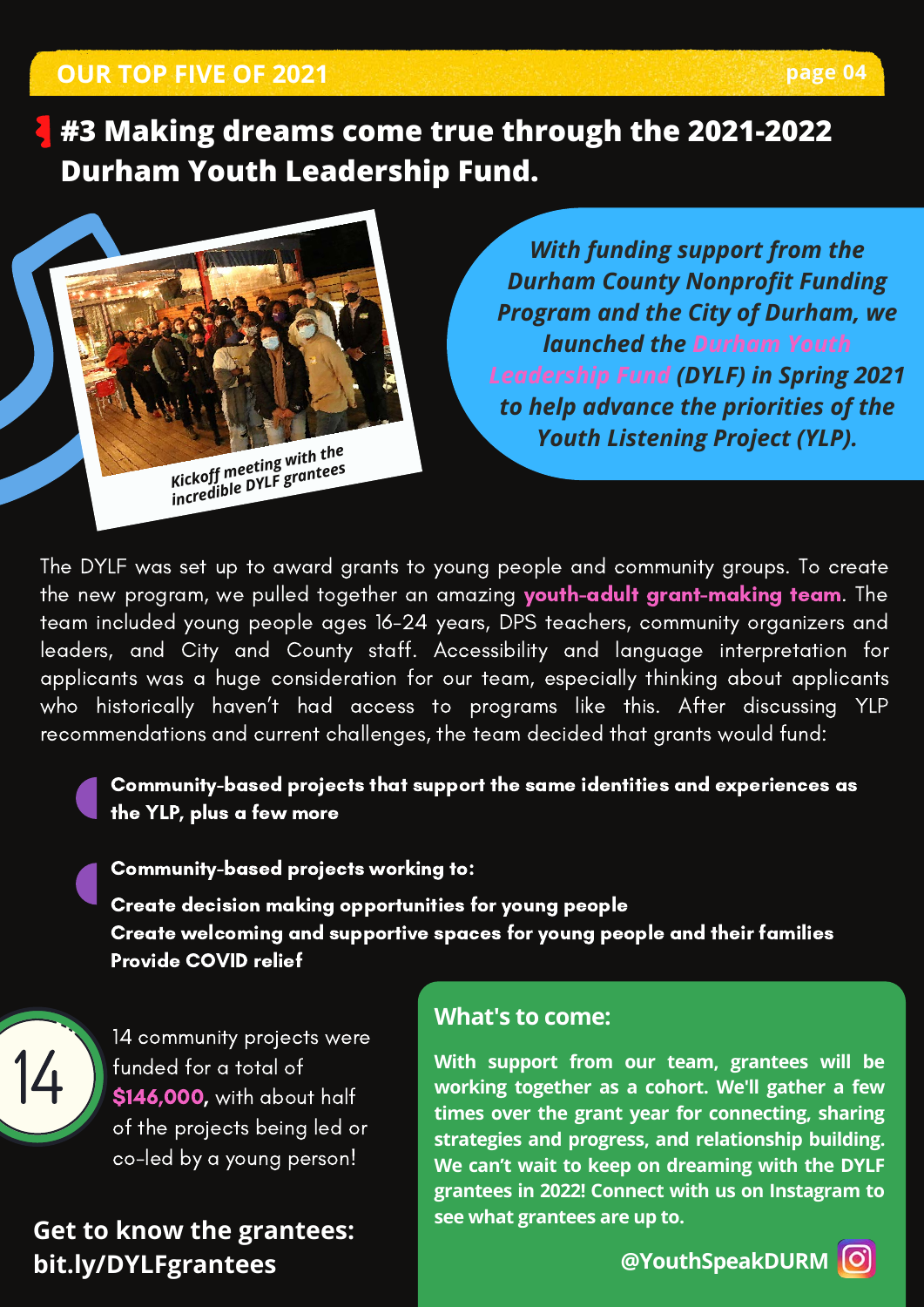OUR TOP FIVE OF 2021

## #3 Making dreams come true through the 2021-2022 Durham Youth Leadership Fund.

Kickoff meeting with the incredible DYLF grantees

*With funding support from the Durham County Nonprofit Funding Program and the City of Durham, we launched the Durham Youth Leadership Fund (DYLF) in Spring 2021 to help advance the priorities of the Youth Listening Project (YLP).*

The DYLF was set up to award grants to young people and community groups. To create the new program, we pulled together an amazing **youth-adult grant-making team**. The team included young people ages 16-24 years, DPS teachers, community organizers and leaders, and City and County staff. Accessibility and language interpretation for applicants was a huge consideration for our team, especially thinking about applicants who historically haven't had access to programs like this. After discussing YLP recommendations and current challenges, the team decided that grants would fund:

- **Community-based projects that support the same identities and experiences as the YLP, plus a few more**
- **Community-based projects working to:**
  **Create decision making opportunities for young people**
  **Create welcoming and supportive spaces for young people and their families**
  **Provide COVID relief**

14

14 community projects were funded for a total of **$146,000**, with about half of the projects being led or co-led by a young person!

### Get to know the grantees: bit.ly/DYLFgrantees

### What's to come:

**With support from our team, grantees will be working together as a cohort. We'll gather a few times over the grant year for connecting, sharing strategies and progress, and relationship building. We can't wait to keep on dreaming with the DYLF grantees in 2022! Connect with us on Instagram to see what grantees are up to.**

**@YouthSpeakDURM**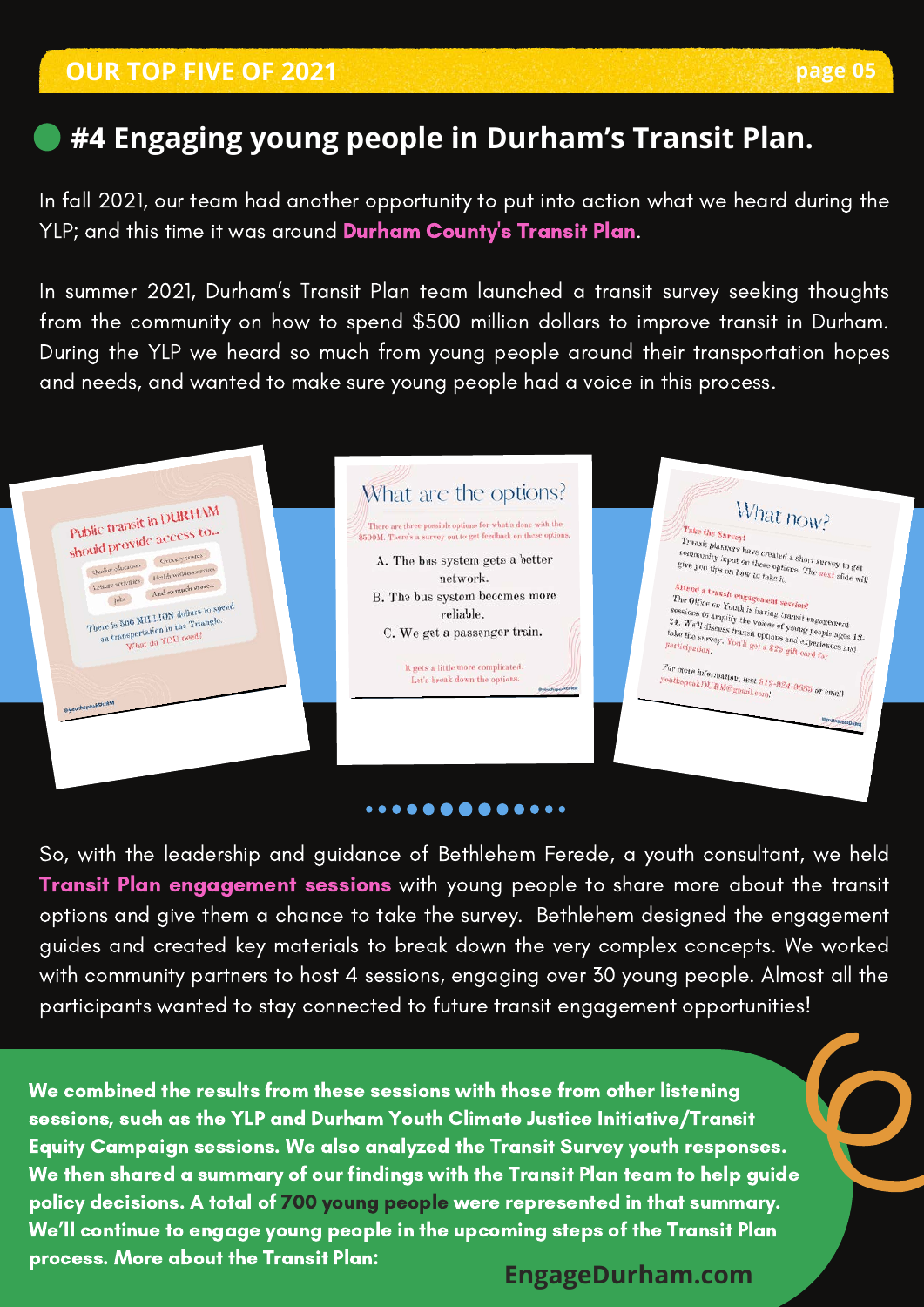## #4 Engaging young people in Durham's Transit Plan.

In fall 2021, our team had another opportunity to put into action what we heard during the YLP; and this time it was around **Durham County's Transit Plan**.

In summer 2021, Durham's Transit Plan team launched a transit survey seeking thoughts from the community on how to spend $500 million dollars to improve transit in Durham. During the YLP we heard so much from young people around their transportation hopes and needs, and wanted to make sure young people had a voice in this process.

So, with the leadership and guidance of Bethlehem Ferede, a youth consultant, we held **Transit Plan engagement sessions** with young people to share more about the transit options and give them a chance to take the survey. Bethlehem designed the engagement guides and created key materials to break down the very complex concepts. We worked with community partners to host 4 sessions, engaging over 30 young people. Almost all the participants wanted to stay connected to future transit engagement opportunities!

**We combined the results from these sessions with those from other listening sessions, such as the YLP and Durham Youth Climate Justice Initiative/Transit Equity Campaign sessions. We also analyzed the Transit Survey youth responses. We then shared a summary of our findings with the Transit Plan team to help guide policy decisions. A total of 700 young people were represented in that summary. We'll continue to engage young people in the upcoming steps of the Transit Plan process. More about the Transit Plan:**

**EngageDurham.com**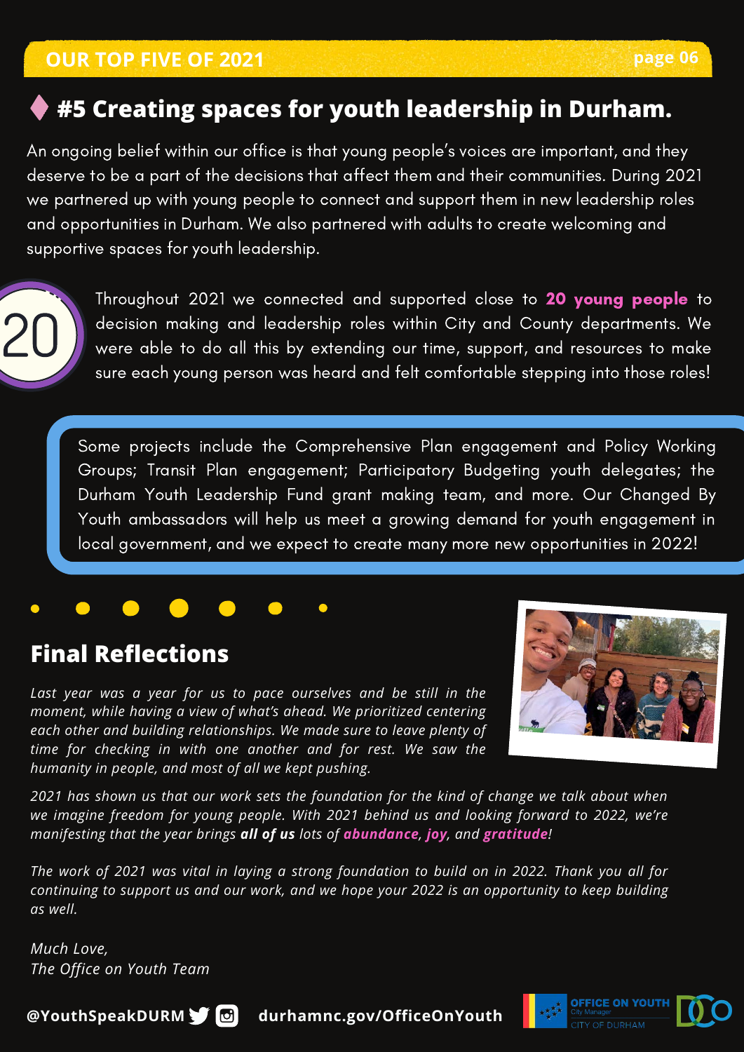OUR TOP FIVE OF 2021

## #5 Creating spaces for youth leadership in Durham.

An ongoing belief within our office is that young people's voices are important, and they deserve to be a part of the decisions that affect them and their communities. During 2021 we partnered up with young people to connect and support them in new leadership roles and opportunities in Durham. We also partnered with adults to create welcoming and supportive spaces for youth leadership.

20

Throughout 2021 we connected and supported close to **20 young people** to decision making and leadership roles within City and County departments. We were able to do all this by extending our time, support, and resources to make sure each young person was heard and felt comfortable stepping into those roles!

Some projects include the Comprehensive Plan engagement and Policy Working Groups; Transit Plan engagement; Participatory Budgeting youth delegates; the Durham Youth Leadership Fund grant making team, and more. Our Changed By Youth ambassadors will help us meet a growing demand for youth engagement in local government, and we expect to create many more new opportunities in 2022!

## Final Reflections

*Last year was a year for us to pace ourselves and be still in the moment, while having a view of what's ahead. We prioritized centering each other and building relationships. We made sure to leave plenty of time for checking in with one another and for rest. We saw the humanity in people, and most of all we kept pushing.*

*2021 has shown us that our work sets the foundation for the kind of change we talk about when we imagine freedom for young people. With 2021 behind us and looking forward to 2022, we're manifesting that the year brings* ***all of us*** *lots of* ***abundance***, ***joy***, *and* ***gratitude***!

*The work of 2021 was vital in laying a strong foundation to build on in 2022. Thank you all for continuing to support us and our work, and we hope your 2022 is an opportunity to keep building as well.*

*Much Love,*
*The Office on Youth Team*

@YouthSpeakDURM durhamnc.gov/OfficeOnYouth

OFFICE ON YOUTH
City Manager
CITY OF DURHAM